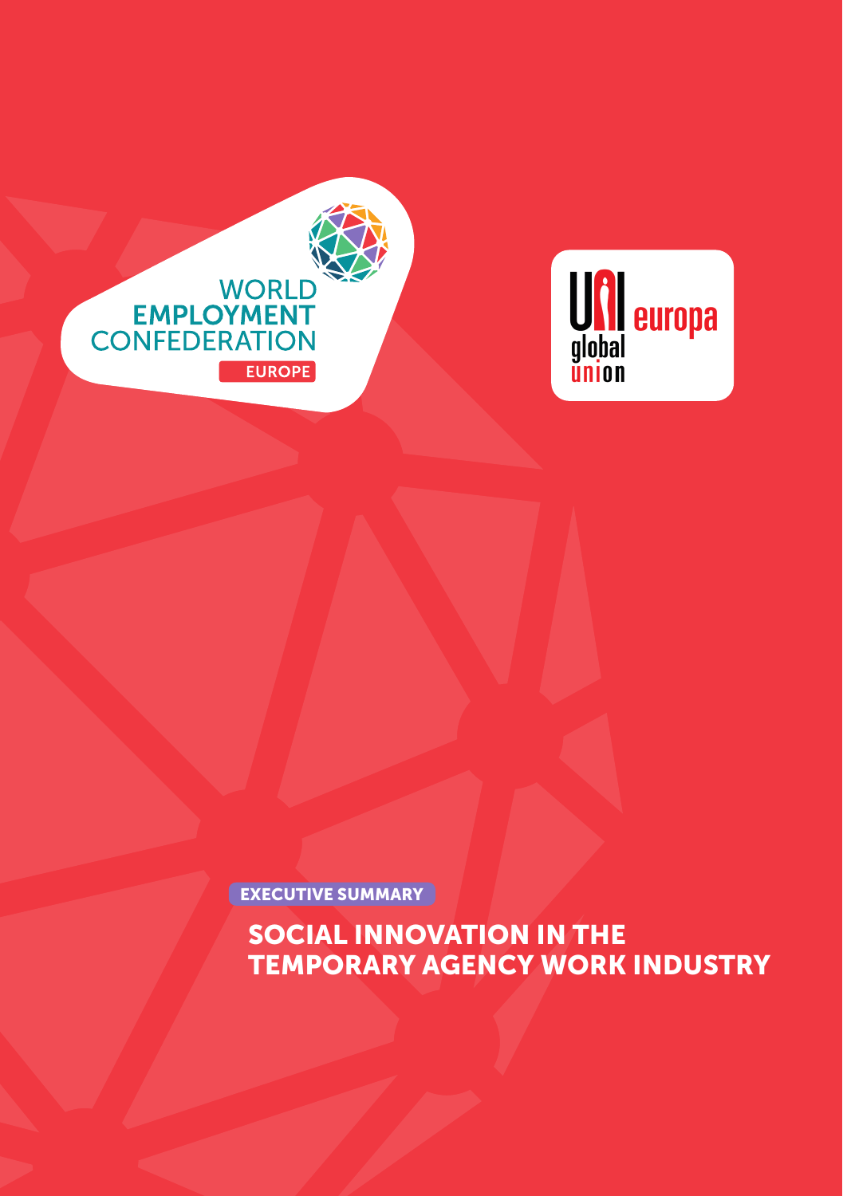WORLD EMPLOYMENT CONFEDERATION EUROPE

UNI europa global union

EXECUTIVE SUMMARY

# SOCIAL INNOVATION IN THE TEMPORARY AGENCY WORK INDUSTRY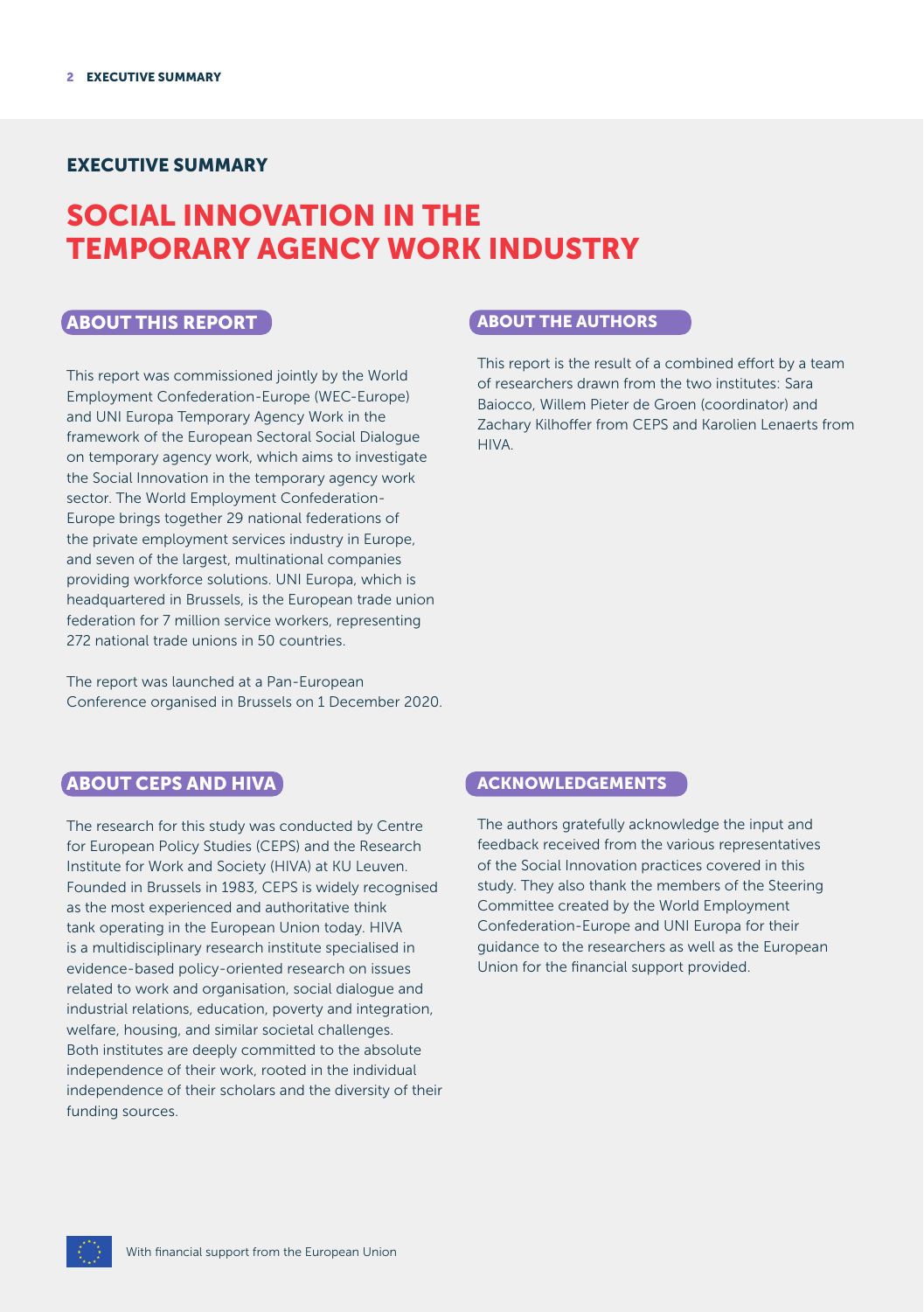## EXECUTIVE SUMMARY

# SOCIAL INNOVATION IN THE TEMPORARY AGENCY WORK INDUSTRY

### ABOUT THIS REPORT

This report was commissioned jointly by the World Employment Confederation-Europe (WEC-Europe) and UNI Europa Temporary Agency Work in the framework of the European Sectoral Social Dialogue on temporary agency work, which aims to investigate the Social Innovation in the temporary agency work sector. The World Employment Confederation-Europe brings together 29 national federations of the private employment services industry in Europe, and seven of the largest, multinational companies providing workforce solutions. UNI Europa, which is headquartered in Brussels, is the European trade union federation for 7 million service workers, representing 272 national trade unions in 50 countries.

The report was launched at a Pan-European Conference organised in Brussels on 1 December 2020.

### ABOUT THE AUTHORS

This report is the result of a combined effort by a team of researchers drawn from the two institutes: Sara Baiocco, Willem Pieter de Groen (coordinator) and Zachary Kilhoffer from CEPS and Karolien Lenaerts from HIVA.

### ABOUT CEPS AND HIVA

The research for this study was conducted by Centre for European Policy Studies (CEPS) and the Research Institute for Work and Society (HIVA) at KU Leuven. Founded in Brussels in 1983, CEPS is widely recognised as the most experienced and authoritative think tank operating in the European Union today. HIVA is a multidisciplinary research institute specialised in evidence-based policy-oriented research on issues related to work and organisation, social dialogue and industrial relations, education, poverty and integration, welfare, housing, and similar societal challenges. Both institutes are deeply committed to the absolute independence of their work, rooted in the individual independence of their scholars and the diversity of their funding sources.

### ACKNOWLEDGEMENTS

The authors gratefully acknowledge the input and feedback received from the various representatives of the Social Innovation practices covered in this study. They also thank the members of the Steering Committee created by the World Employment Confederation-Europe and UNI Europa for their guidance to the researchers as well as the European Union for the financial support provided.

With financial support from the European Union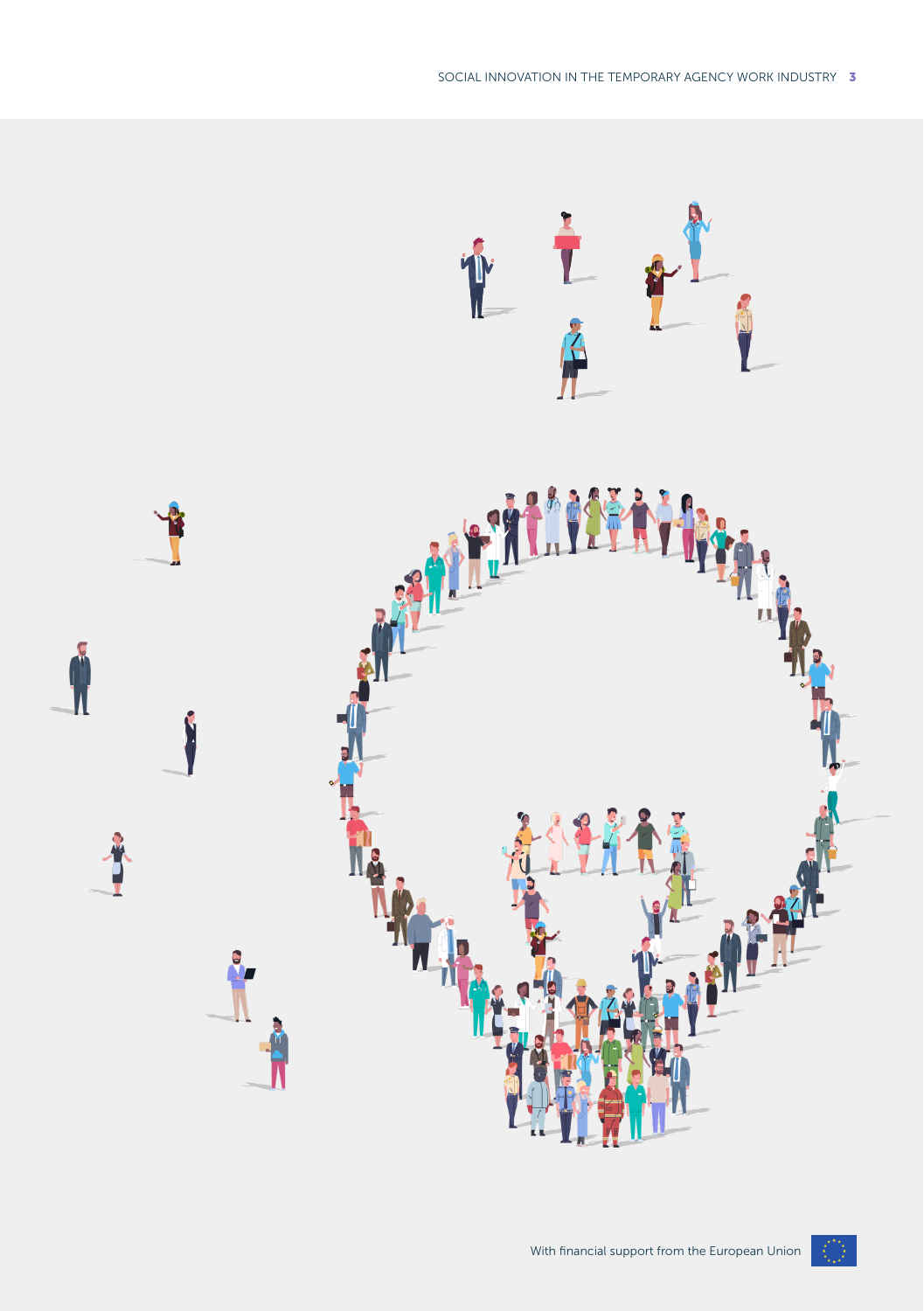With financial support from the European Union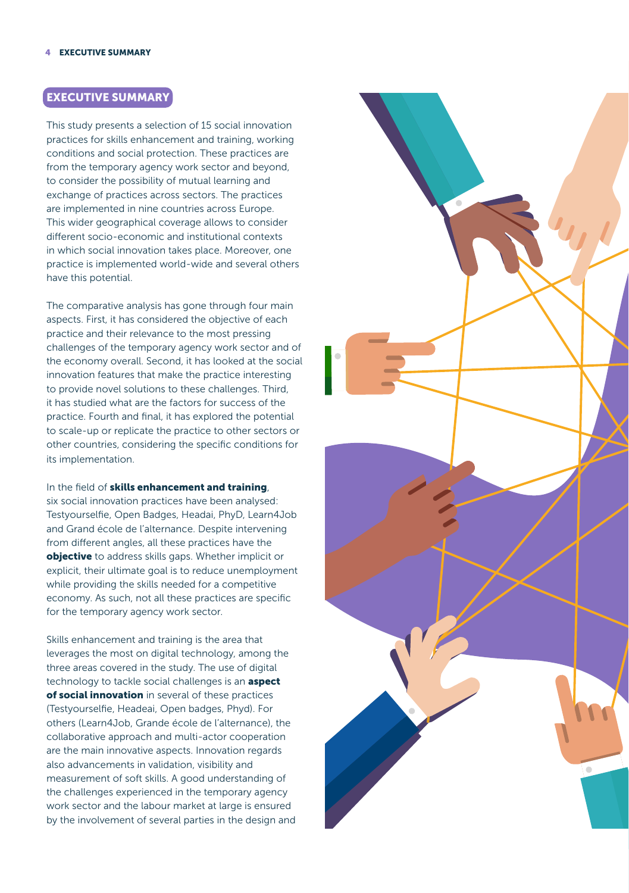## EXECUTIVE SUMMARY

This study presents a selection of 15 social innovation practices for skills enhancement and training, working conditions and social protection. These practices are from the temporary agency work sector and beyond, to consider the possibility of mutual learning and exchange of practices across sectors. The practices are implemented in nine countries across Europe. This wider geographical coverage allows to consider different socio-economic and institutional contexts in which social innovation takes place. Moreover, one practice is implemented world-wide and several others have this potential.

The comparative analysis has gone through four main aspects. First, it has considered the objective of each practice and their relevance to the most pressing challenges of the temporary agency work sector and of the economy overall. Second, it has looked at the social innovation features that make the practice interesting to provide novel solutions to these challenges. Third, it has studied what are the factors for success of the practice. Fourth and final, it has explored the potential to scale-up or replicate the practice to other sectors or other countries, considering the specific conditions for its implementation.

In the field of **skills enhancement and training**, six social innovation practices have been analysed: Testyourselfie, Open Badges, Headai, PhyD, Learn4Job and Grand école de l'alternance. Despite intervening from different angles, all these practices have the **objective** to address skills gaps. Whether implicit or explicit, their ultimate goal is to reduce unemployment while providing the skills needed for a competitive economy. As such, not all these practices are specific for the temporary agency work sector.

Skills enhancement and training is the area that leverages the most on digital technology, among the three areas covered in the study. The use of digital technology to tackle social challenges is an **aspect of social innovation** in several of these practices (Testyourselfie, Headeai, Open badges, Phyd). For others (Learn4Job, Grande école de l'alternance), the collaborative approach and multi-actor cooperation are the main innovative aspects. Innovation regards also advancements in validation, visibility and measurement of soft skills. A good understanding of the challenges experienced in the temporary agency work sector and the labour market at large is ensured by the involvement of several parties in the design and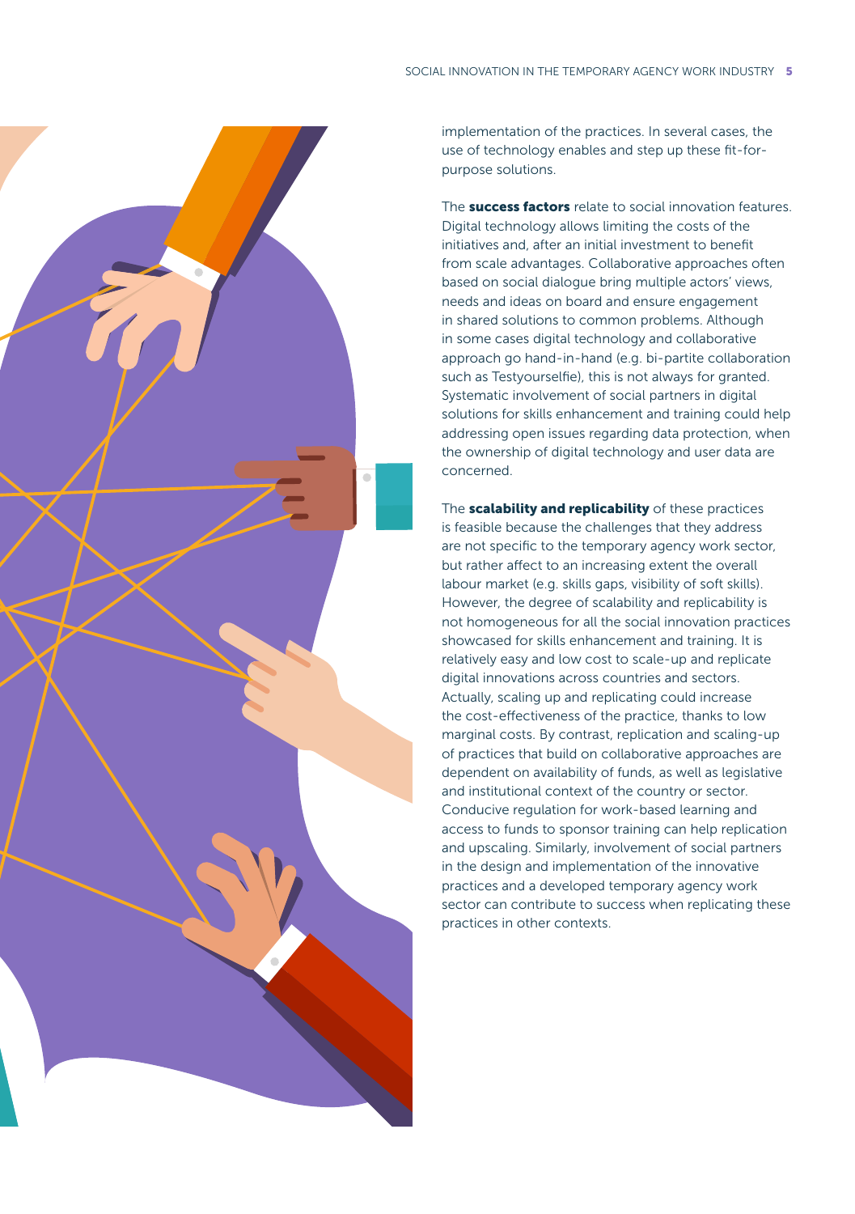implementation of the practices. In several cases, the use of technology enables and step up these fit-for-purpose solutions.

The **success factors** relate to social innovation features. Digital technology allows limiting the costs of the initiatives and, after an initial investment to benefit from scale advantages. Collaborative approaches often based on social dialogue bring multiple actors' views, needs and ideas on board and ensure engagement in shared solutions to common problems. Although in some cases digital technology and collaborative approach go hand-in-hand (e.g. bi-partite collaboration such as Testyourselfie), this is not always for granted. Systematic involvement of social partners in digital solutions for skills enhancement and training could help addressing open issues regarding data protection, when the ownership of digital technology and user data are concerned.

The **scalability and replicability** of these practices is feasible because the challenges that they address are not specific to the temporary agency work sector, but rather affect to an increasing extent the overall labour market (e.g. skills gaps, visibility of soft skills). However, the degree of scalability and replicability is not homogeneous for all the social innovation practices showcased for skills enhancement and training. It is relatively easy and low cost to scale-up and replicate digital innovations across countries and sectors. Actually, scaling up and replicating could increase the cost-effectiveness of the practice, thanks to low marginal costs. By contrast, replication and scaling-up of practices that build on collaborative approaches are dependent on availability of funds, as well as legislative and institutional context of the country or sector. Conducive regulation for work-based learning and access to funds to sponsor training can help replication and upscaling. Similarly, involvement of social partners in the design and implementation of the innovative practices and a developed temporary agency work sector can contribute to success when replicating these practices in other contexts.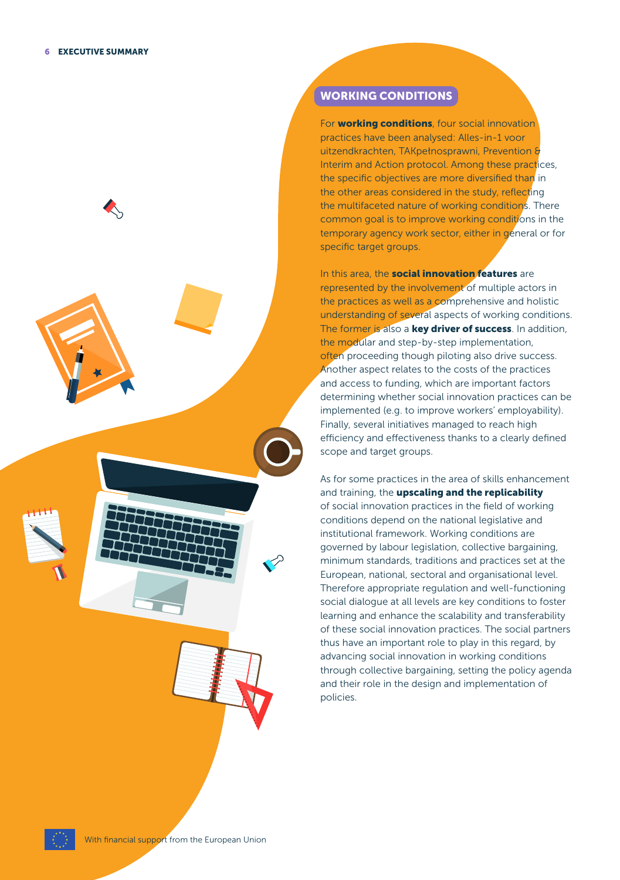## WORKING CONDITIONS

For **working conditions**, four social innovation practices have been analysed: Alles-in-1 voor uitzendkrachten, TAKpełnosprawni, Prevention & Interim and Action protocol. Among these practices, the specific objectives are more diversified than in the other areas considered in the study, reflecting the multifaceted nature of working conditions. There common goal is to improve working conditions in the temporary agency work sector, either in general or for specific target groups.

In this area, the **social innovation features** are represented by the involvement of multiple actors in the practices as well as a comprehensive and holistic understanding of several aspects of working conditions. The former is also a **key driver of success**. In addition, the modular and step-by-step implementation, often proceeding though piloting also drive success. Another aspect relates to the costs of the practices and access to funding, which are important factors determining whether social innovation practices can be implemented (e.g. to improve workers' employability). Finally, several initiatives managed to reach high efficiency and effectiveness thanks to a clearly defined scope and target groups.

As for some practices in the area of skills enhancement and training, the **upscaling and the replicability** of social innovation practices in the field of working conditions depend on the national legislative and institutional framework. Working conditions are governed by labour legislation, collective bargaining, minimum standards, traditions and practices set at the European, national, sectoral and organisational level. Therefore appropriate regulation and well-functioning social dialogue at all levels are key conditions to foster learning and enhance the scalability and transferability of these social innovation practices. The social partners thus have an important role to play in this regard, by advancing social innovation in working conditions through collective bargaining, setting the policy agenda and their role in the design and implementation of policies.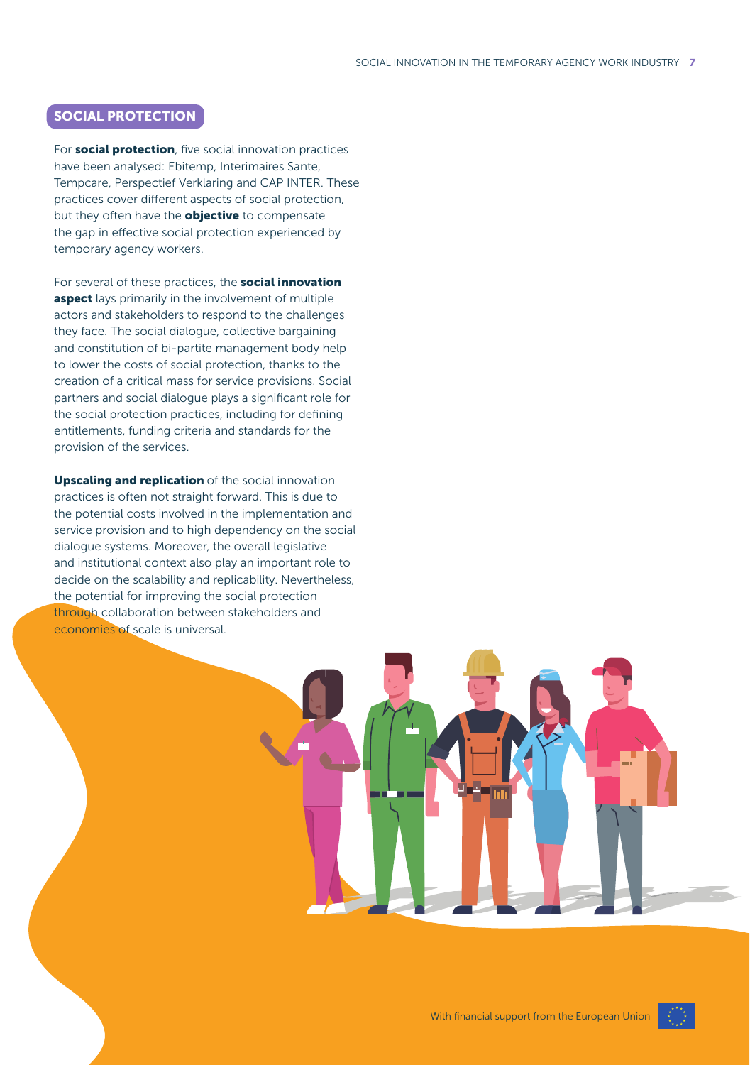## SOCIAL PROTECTION

For **social protection**, five social innovation practices have been analysed: Ebitemp, Interimaires Sante, Tempcare, Perspectief Verklaring and CAP INTER. These practices cover different aspects of social protection, but they often have the **objective** to compensate the gap in effective social protection experienced by temporary agency workers.

For several of these practices, the **social innovation aspect** lays primarily in the involvement of multiple actors and stakeholders to respond to the challenges they face. The social dialogue, collective bargaining and constitution of bi-partite management body help to lower the costs of social protection, thanks to the creation of a critical mass for service provisions. Social partners and social dialogue plays a significant role for the social protection practices, including for defining entitlements, funding criteria and standards for the provision of the services.

**Upscaling and replication** of the social innovation practices is often not straight forward. This is due to the potential costs involved in the implementation and service provision and to high dependency on the social dialogue systems. Moreover, the overall legislative and institutional context also play an important role to decide on the scalability and replicability. Nevertheless, the potential for improving the social protection through collaboration between stakeholders and economies of scale is universal.

With financial support from the European Union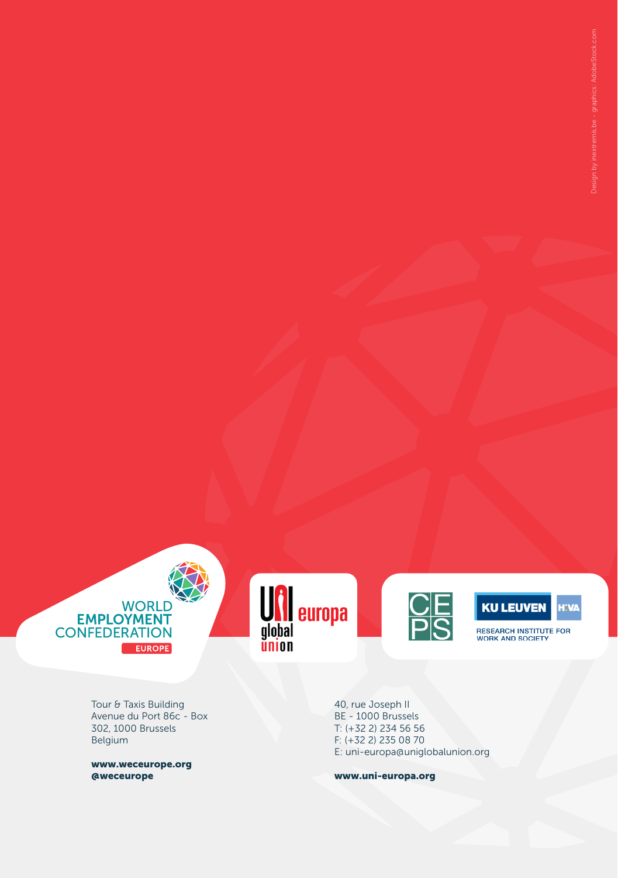Design by inextremis.be - graphics: AdobeStock.com

WORLD EMPLOYMENT CONFEDERATION EUROPE

UNI europa global union

CEPS

KU LEUVEN HIVA RESEARCH INSTITUTE FOR WORK AND SOCIETY

Tour & Taxis Building
Avenue du Port 86c - Box 302, 1000 Brussels
Belgium

**www.weceurope.org**
**@weceurope**

40, rue Joseph II
BE - 1000 Brussels
T: (+32 2) 234 56 56
F: (+32 2) 235 08 70
E: uni-europa@uniglobalunion.org

**www.uni-europa.org**